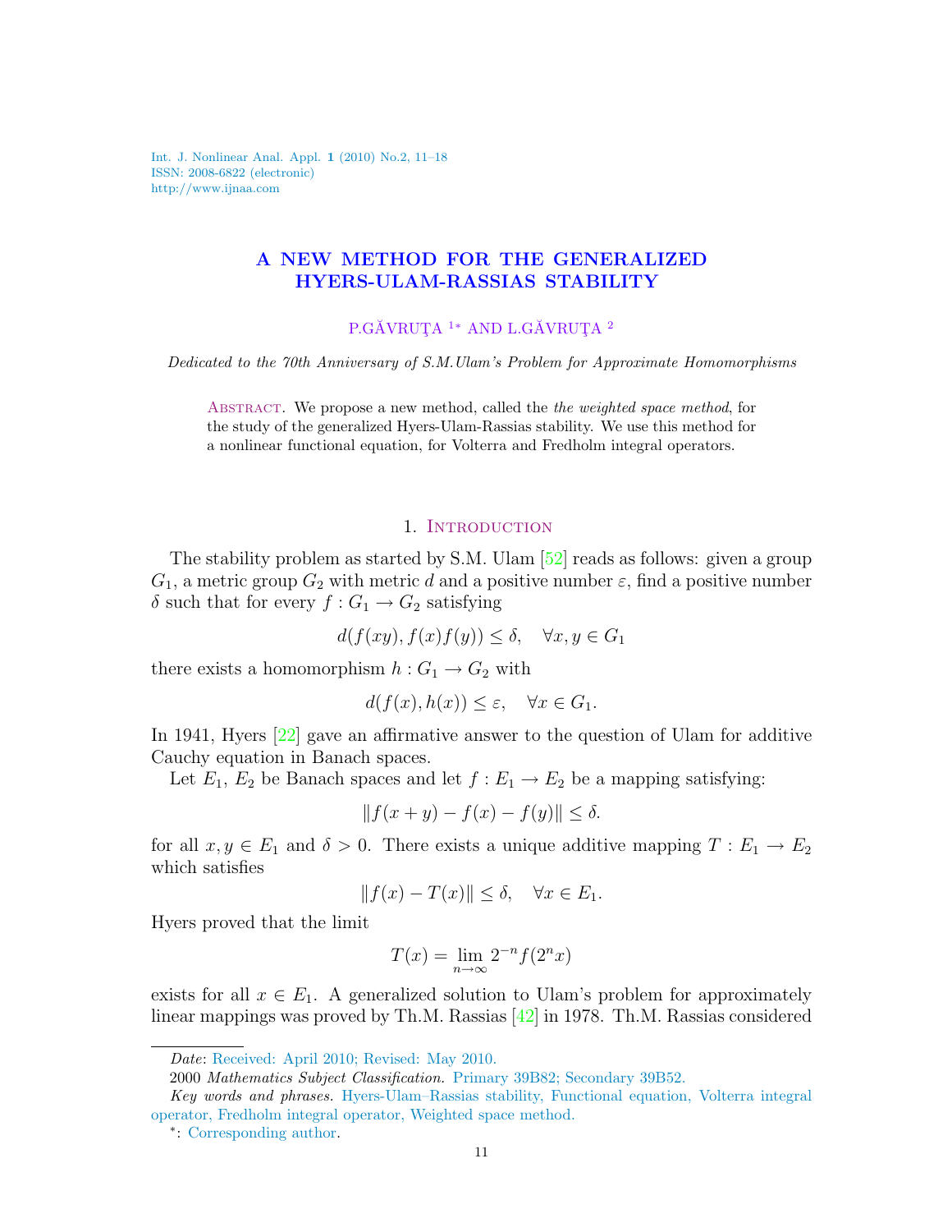# A NEW METHOD FOR THE GENERALIZED HYERS-ULAM-RASSIAS STABILITY

P.GĂVRUŢA [1]* AND L.GĂVRUŢA [2]

*Dedicated to the 70th Anniversary of S.M.Ulam's Problem for Approximate Homomorphisms*

Abstract. We propose a new method, called the *the weighted space method*, for the study of the generalized Hyers-Ulam-Rassias stability. We use this method for a nonlinear functional equation, for Volterra and Fredholm integral operators.

## 1. Introduction

The stability problem as started by S.M. Ulam [52] reads as follows: given a group $G_1$, a metric group $G_2$ with metric $d$ and a positive number $\varepsilon$, find a positive number $\delta$ such that for every $f : G_1 \to G_2$ satisfying

$$d(f(xy), f(x)f(y)) \leq \delta, \quad \forall x, y \in G_1$$

there exists a homomorphism $h : G_1 \to G_2$ with

$$d(f(x), h(x)) \leq \varepsilon, \quad \forall x \in G_1.$$

In 1941, Hyers [22] gave an affirmative answer to the question of Ulam for additive Cauchy equation in Banach spaces.

Let $E_1$, $E_2$ be Banach spaces and let $f : E_1 \to E_2$ be a mapping satisfying:

$$\|f(x + y) - f(x) - f(y)\| \leq \delta.$$

for all $x, y \in E_1$ and $\delta > 0$. There exists a unique additive mapping $T : E_1 \to E_2$ which satisfies

$$\|f(x) - T(x)\| \leq \delta, \quad \forall x \in E_1.$$

Hyers proved that the limit

$$T(x) = \lim_{n\to\infty} 2^{-n} f(2^n x)$$

exists for all $x \in E_1$. A generalized solution to Ulam's problem for approximately linear mappings was proved by Th.M. Rassias [42] in 1978. Th.M. Rassias considered

---

*Date*: Received: April 2010; Revised: May 2010.

2000 *Mathematics Subject Classification.* Primary 39B82; Secondary 39B52.

*Key words and phrases.* Hyers-Ulam–Rassias stability, Functional equation, Volterra integral operator, Fredholm integral operator, Weighted space method.

*: Corresponding author.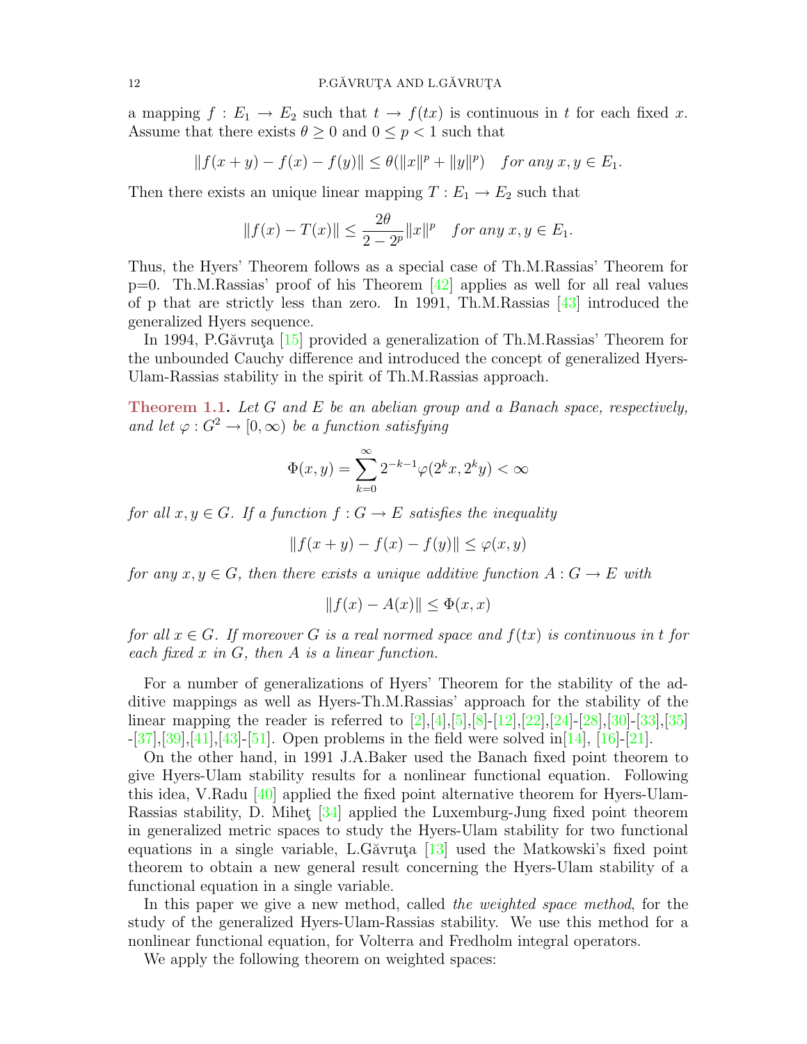a mapping $f : E_1 \to E_2$ such that $t \to f(tx)$ is continuous in $t$ for each fixed $x$. Assume that there exists $\theta \geq 0$ and $0 \leq p < 1$ such that

$$\|f(x+y) - f(x) - f(y)\| \leq \theta(\|x\|^p + \|y\|^p) \quad \textit{for any } x, y \in E_1.$$

Then there exists an unique linear mapping $T : E_1 \to E_2$ such that

$$\|f(x) - T(x)\| \leq \frac{2\theta}{2 - 2^p}\|x\|^p \quad \textit{for any } x, y \in E_1.$$

Thus, the Hyers' Theorem follows as a special case of Th.M.Rassias' Theorem for p=0. Th.M.Rassias' proof of his Theorem [42] applies as well for all real values of p that are strictly less than zero. In 1991, Th.M.Rassias [43] introduced the generalized Hyers sequence.

In 1994, P.Găvruţa [15] provided a generalization of Th.M.Rassias' Theorem for the unbounded Cauchy difference and introduced the concept of generalized Hyers-Ulam-Rassias stability in the spirit of Th.M.Rassias approach.

**Theorem 1.1.** *Let $G$ and $E$ be an abelian group and a Banach space, respectively, and let $\varphi : G^2 \to [0, \infty)$ be a function satisfying*

$$\Phi(x, y) = \sum_{k=0}^{\infty} 2^{-k-1}\varphi(2^k x, 2^k y) < \infty$$

*for all $x, y \in G$. If a function $f : G \to E$ satisfies the inequality*

$$\|f(x+y) - f(x) - f(y)\| \leq \varphi(x, y)$$

*for any $x, y \in G$, then there exists a unique additive function $A : G \to E$ with*

$$\|f(x) - A(x)\| \leq \Phi(x, x)$$

*for all $x \in G$. If moreover $G$ is a real normed space and $f(tx)$ is continuous in $t$ for each fixed $x$ in $G$, then $A$ is a linear function.*

For a number of generalizations of Hyers' Theorem for the stability of the additive mappings as well as Hyers-Th.M.Rassias' approach for the stability of the linear mapping the reader is referred to [2],[4],[5],[8]-[12],[22],[24]-[28],[30]-[33],[35]-[37],[39],[41],[43]-[51]. Open problems in the field were solved in[14], [16]-[21].

On the other hand, in 1991 J.A.Baker used the Banach fixed point theorem to give Hyers-Ulam stability results for a nonlinear functional equation. Following this idea, V.Radu [40] applied the fixed point alternative theorem for Hyers-Ulam-Rassias stability, D. Miheţ [34] applied the Luxemburg-Jung fixed point theorem in generalized metric spaces to study the Hyers-Ulam stability for two functional equations in a single variable, L.Găvruţa [13] used the Matkowski's fixed point theorem to obtain a new general result concerning the Hyers-Ulam stability of a functional equation in a single variable.

In this paper we give a new method, called *the weighted space method*, for the study of the generalized Hyers-Ulam-Rassias stability. We use this method for a nonlinear functional equation, for Volterra and Fredholm integral operators.

We apply the following theorem on weighted spaces: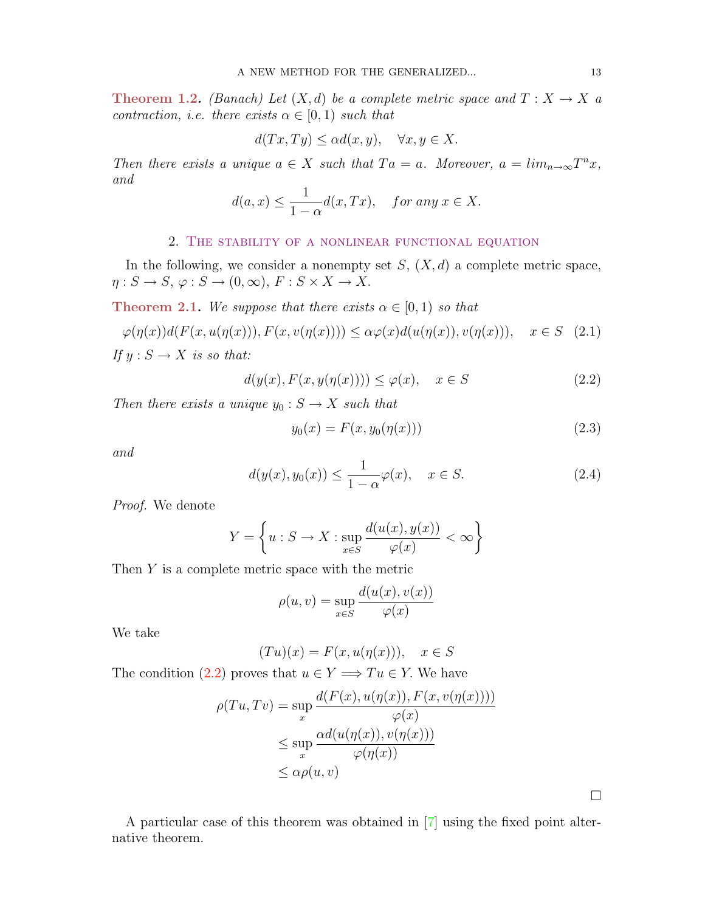**Theorem 1.2.** *(Banach) Let $(X, d)$ be a complete metric space and $T : X \to X$ a contraction, i.e. there exists $\alpha \in [0, 1)$ such that*

$$d(Tx, Ty) \leq \alpha d(x, y), \quad \forall x, y \in X.$$

*Then there exists a unique $a \in X$ such that $Ta = a$. Moreover, $a = lim_{n\to\infty} T^n x$, and*

$$d(a, x) \leq \frac{1}{1-\alpha} d(x, Tx), \quad for\ any\ x \in X.$$

## 2. The stability of a nonlinear functional equation

In the following, we consider a nonempty set $S$, $(X, d)$ a complete metric space, $\eta : S \to S$, $\varphi : S \to (0, \infty)$, $F : S \times X \to X$.

**Theorem 2.1.** *We suppose that there exists $\alpha \in [0, 1)$ so that*

$$\varphi(\eta(x))d(F(x, u(\eta(x))), F(x, v(\eta(x)))) \leq \alpha\varphi(x)d(u(\eta(x)), v(\eta(x))), \quad x \in S \quad (2.1)$$

*If $y : S \to X$ is so that:*

$$d(y(x), F(x, y(\eta(x)))) \leq \varphi(x), \quad x \in S \quad (2.2)$$

*Then there exists a unique $y_0 : S \to X$ such that*

$$y_0(x) = F(x, y_0(\eta(x))) \quad (2.3)$$

*and*

$$d(y(x), y_0(x)) \leq \frac{1}{1-\alpha}\varphi(x), \quad x \in S. \quad (2.4)$$

*Proof.* We denote

$$Y = \left\{ u : S \to X : \sup_{x\in S} \frac{d(u(x), y(x))}{\varphi(x)} < \infty \right\}$$

Then $Y$ is a complete metric space with the metric

$$\rho(u, v) = \sup_{x\in S} \frac{d(u(x), v(x))}{\varphi(x)}$$

We take

$$(Tu)(x) = F(x, u(\eta(x))), \quad x \in S$$

The condition (2.2) proves that $u \in Y \implies Tu \in Y$. We have

$$\begin{aligned}
\rho(Tu, Tv) &= \sup_x \frac{d(F(x), u(\eta(x)), F(x, v(\eta(x))))}{\varphi(x)} \\
&\leq \sup_x \frac{\alpha d(u(\eta(x)), v(\eta(x)))}{\varphi(\eta(x))} \\
&\leq \alpha\rho(u, v)
\end{aligned}$$

□

A particular case of this theorem was obtained in [7] using the fixed point alternative theorem.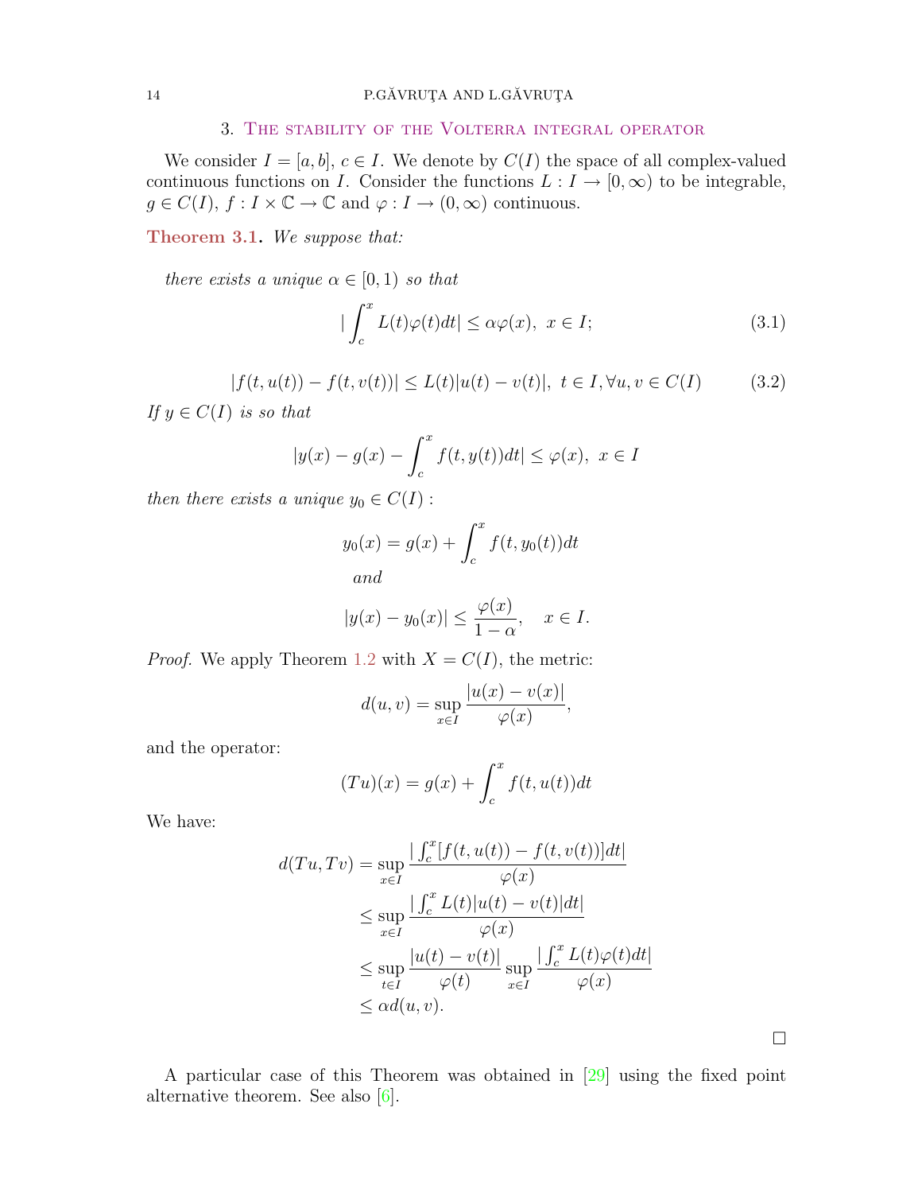## 3. The stability of the Volterra integral operator

We consider $I = [a, b]$, $c \in I$. We denote by $C(I)$ the space of all complex-valued continuous functions on $I$. Consider the functions $L : I \to [0, \infty)$ to be integrable, $g \in C(I)$, $f : I \times \mathbb{C} \to \mathbb{C}$ and $\varphi : I \to (0, \infty)$ continuous.

**Theorem 3.1.** *We suppose that:*

*there exists a unique $\alpha \in [0, 1)$ so that*

$$|\int_c^x L(t)\varphi(t)dt| \leq \alpha\varphi(x), \ \ x \in I; \tag{3.1}$$

$$|f(t, u(t)) - f(t, v(t))| \leq L(t)|u(t) - v(t)|, \ \ t \in I, \forall u, v \in C(I) \tag{3.2}$$

*If $y \in C(I)$ is so that*

$$|y(x) - g(x) - \int_c^x f(t, y(t))dt| \leq \varphi(x), \ \ x \in I$$

*then there exists a unique $y_0 \in C(I)$ :*

$$y_0(x) = g(x) + \int_c^x f(t, y_0(t))dt$$

*and*

$$|y(x) - y_0(x)| \leq \frac{\varphi(x)}{1 - \alpha}, \quad x \in I.$$

*Proof.* We apply Theorem 1.2 with $X = C(I)$, the metric:

$$d(u, v) = \sup_{x \in I} \frac{|u(x) - v(x)|}{\varphi(x)},$$

and the operator:

$$(Tu)(x) = g(x) + \int_c^x f(t, u(t))dt$$

We have:

$$\begin{aligned}
d(Tu, Tv) &= \sup_{x \in I} \frac{|\int_c^x [f(t, u(t)) - f(t, v(t))]dt|}{\varphi(x)} \\
&\leq \sup_{x \in I} \frac{|\int_c^x L(t)|u(t) - v(t)|dt|}{\varphi(x)} \\
&\leq \sup_{t \in I} \frac{|u(t) - v(t)|}{\varphi(t)} \sup_{x \in I} \frac{|\int_c^x L(t)\varphi(t)dt|}{\varphi(x)} \\
&\leq \alpha d(u, v).
\end{aligned}$$

□

A particular case of this Theorem was obtained in [29] using the fixed point alternative theorem. See also [6].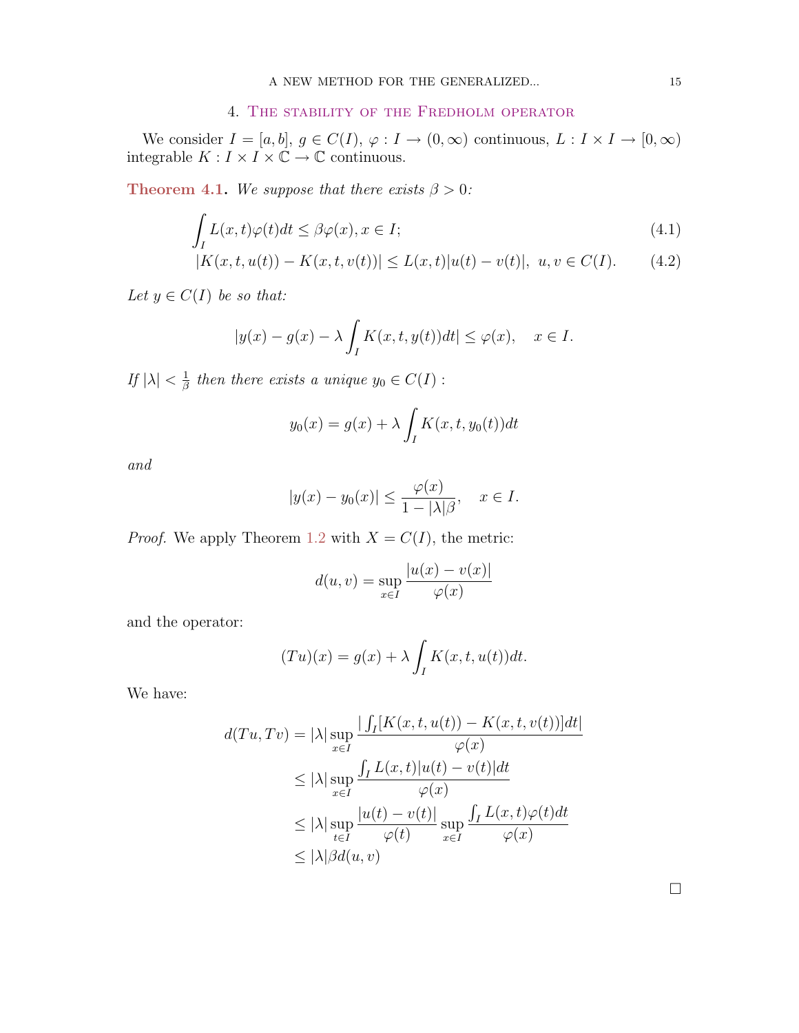## 4. The stability of the Fredholm operator

We consider $I = [a, b]$, $g \in C(I)$, $\varphi : I \to (0, \infty)$ continuous, $L : I \times I \to [0, \infty)$ integrable $K : I \times I \times \mathbb{C} \to \mathbb{C}$ continuous.

**Theorem 4.1.** *We suppose that there exists $\beta > 0$:*

$$\int_I L(x,t)\varphi(t)dt \le \beta\varphi(x), x \in I; \tag{4.1}$$

$$|K(x,t,u(t)) - K(x,t,v(t))| \le L(x,t)|u(t) - v(t)|, \ u, v \in C(I). \tag{4.2}$$

*Let $y \in C(I)$ be so that:*

$$|y(x) - g(x) - \lambda \int_I K(x,t,y(t))dt| \le \varphi(x), \quad x \in I.$$

*If $|\lambda| < \frac{1}{\beta}$ then there exists a unique $y_0 \in C(I)$ :*

$$y_0(x) = g(x) + \lambda \int_I K(x,t,y_0(t))dt$$

*and*

$$|y(x) - y_0(x)| \le \frac{\varphi(x)}{1 - |\lambda|\beta}, \quad x \in I.$$

*Proof.* We apply Theorem 1.2 with $X = C(I)$, the metric:

$$d(u,v) = \sup_{x \in I} \frac{|u(x) - v(x)|}{\varphi(x)}$$

and the operator:

$$(Tu)(x) = g(x) + \lambda \int_I K(x,t,u(t))dt.$$

We have:

$$\begin{aligned}
d(Tu, Tv) &= |\lambda| \sup_{x \in I} \frac{|\int_I [K(x,t,u(t)) - K(x,t,v(t))]dt|}{\varphi(x)} \\
&\le |\lambda| \sup_{x \in I} \frac{\int_I L(x,t)|u(t) - v(t)|dt}{\varphi(x)} \\
&\le |\lambda| \sup_{t \in I} \frac{|u(t) - v(t)|}{\varphi(t)} \sup_{x \in I} \frac{\int_I L(x,t)\varphi(t)dt}{\varphi(x)} \\
&\le |\lambda|\beta d(u,v)
\end{aligned}$$

□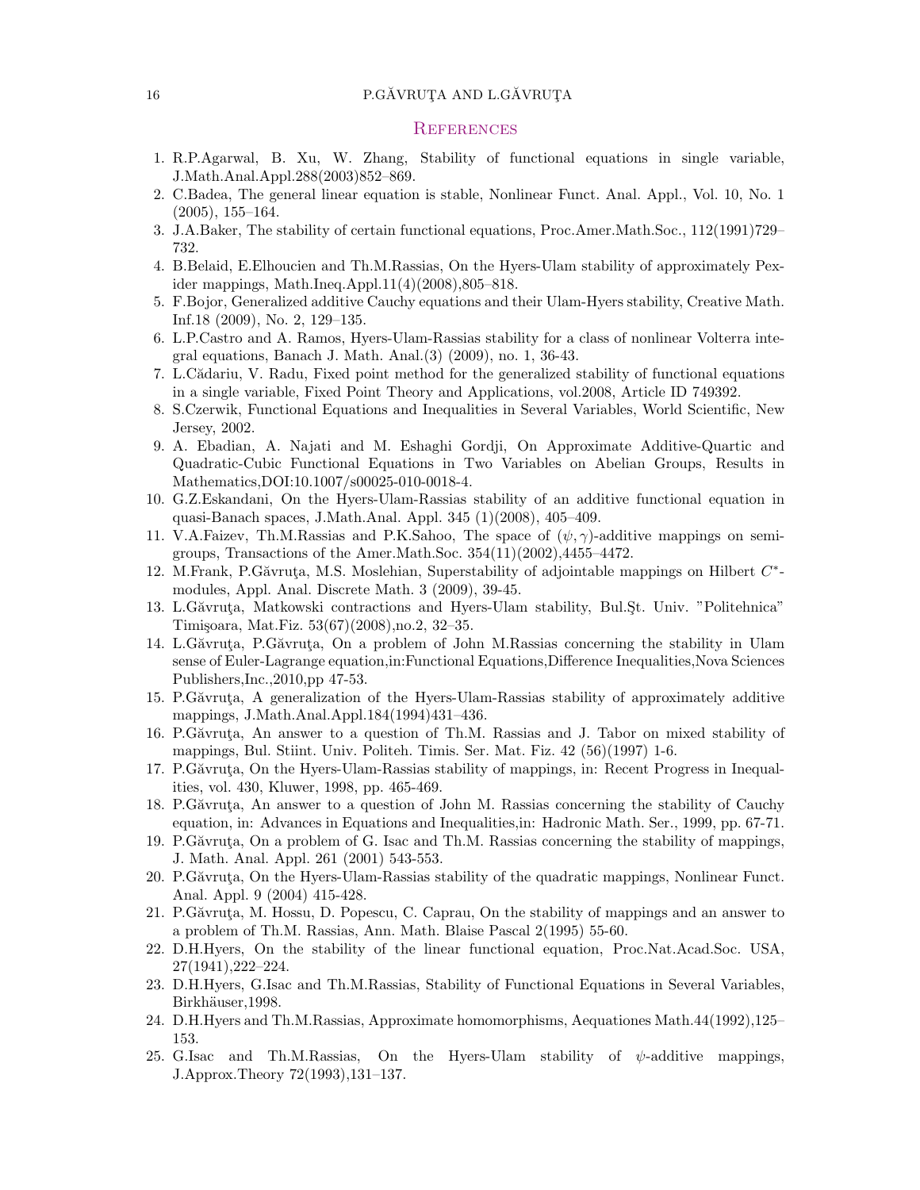## References

1. R.P.Agarwal, B. Xu, W. Zhang, Stability of functional equations in single variable, J.Math.Anal.Appl.288(2003)852–869.
2. C.Badea, The general linear equation is stable, Nonlinear Funct. Anal. Appl., Vol. 10, No. 1 (2005), 155–164.
3. J.A.Baker, The stability of certain functional equations, Proc.Amer.Math.Soc., 112(1991)729–732.
4. B.Belaid, E.Elhoucien and Th.M.Rassias, On the Hyers-Ulam stability of approximately Pexider mappings, Math.Ineq.Appl.11(4)(2008),805–818.
5. F.Bojor, Generalized additive Cauchy equations and their Ulam-Hyers stability, Creative Math. Inf.18 (2009), No. 2, 129–135.
6. L.P.Castro and A. Ramos, Hyers-Ulam-Rassias stability for a class of nonlinear Volterra integral equations, Banach J. Math. Anal.(3) (2009), no. 1, 36-43.
7. L.Cădariu, V. Radu, Fixed point method for the generalized stability of functional equations in a single variable, Fixed Point Theory and Applications, vol.2008, Article ID 749392.
8. S.Czerwik, Functional Equations and Inequalities in Several Variables, World Scientific, New Jersey, 2002.
9. A. Ebadian, A. Najati and M. Eshaghi Gordji, On Approximate Additive-Quartic and Quadratic-Cubic Functional Equations in Two Variables on Abelian Groups, Results in Mathematics,DOI:10.1007/s00025-010-0018-4.
10. G.Z.Eskandani, On the Hyers-Ulam-Rassias stability of an additive functional equation in quasi-Banach spaces, J.Math.Anal. Appl. 345 (1)(2008), 405–409.
11. V.A.Faizev, Th.M.Rassias and P.K.Sahoo, The space of $(\psi, \gamma)$-additive mappings on semigroups, Transactions of the Amer.Math.Soc. 354(11)(2002),4455–4472.
12. M.Frank, P.Găvruţa, M.S. Moslehian, Superstability of adjointable mappings on Hilbert $C^*$-modules, Appl. Anal. Discrete Math. 3 (2009), 39-45.
13. L.Găvruţa, Matkowski contractions and Hyers-Ulam stability, Bul.Şt. Univ. "Politehnica" Timişoara, Mat.Fiz. 53(67)(2008),no.2, 32–35.
14. L.Găvruţa, P.Găvruţa, On a problem of John M.Rassias concerning the stability in Ulam sense of Euler-Lagrange equation,in:Functional Equations,Difference Inequalities,Nova Sciences Publishers,Inc.,2010,pp 47-53.
15. P.Găvruţa, A generalization of the Hyers-Ulam-Rassias stability of approximately additive mappings, J.Math.Anal.Appl.184(1994)431–436.
16. P.Găvruţa, An answer to a question of Th.M. Rassias and J. Tabor on mixed stability of mappings, Bul. Stiint. Univ. Politeh. Timis. Ser. Mat. Fiz. 42 (56)(1997) 1-6.
17. P.Găvruţa, On the Hyers-Ulam-Rassias stability of mappings, in: Recent Progress in Inequalities, vol. 430, Kluwer, 1998, pp. 465-469.
18. P.Găvruţa, An answer to a question of John M. Rassias concerning the stability of Cauchy equation, in: Advances in Equations and Inequalities,in: Hadronic Math. Ser., 1999, pp. 67-71.
19. P.Găvruţa, On a problem of G. Isac and Th.M. Rassias concerning the stability of mappings, J. Math. Anal. Appl. 261 (2001) 543-553.
20. P.Găvruţa, On the Hyers-Ulam-Rassias stability of the quadratic mappings, Nonlinear Funct. Anal. Appl. 9 (2004) 415-428.
21. P.Găvruţa, M. Hossu, D. Popescu, C. Caprau, On the stability of mappings and an answer to a problem of Th.M. Rassias, Ann. Math. Blaise Pascal 2(1995) 55-60.
22. D.H.Hyers, On the stability of the linear functional equation, Proc.Nat.Acad.Soc. USA, 27(1941),222–224.
23. D.H.Hyers, G.Isac and Th.M.Rassias, Stability of Functional Equations in Several Variables, Birkhäuser,1998.
24. D.H.Hyers and Th.M.Rassias, Approximate homomorphisms, Aequationes Math.44(1992),125–153.
25. G.Isac and Th.M.Rassias, On the Hyers-Ulam stability of $\psi$-additive mappings, J.Approx.Theory 72(1993),131–137.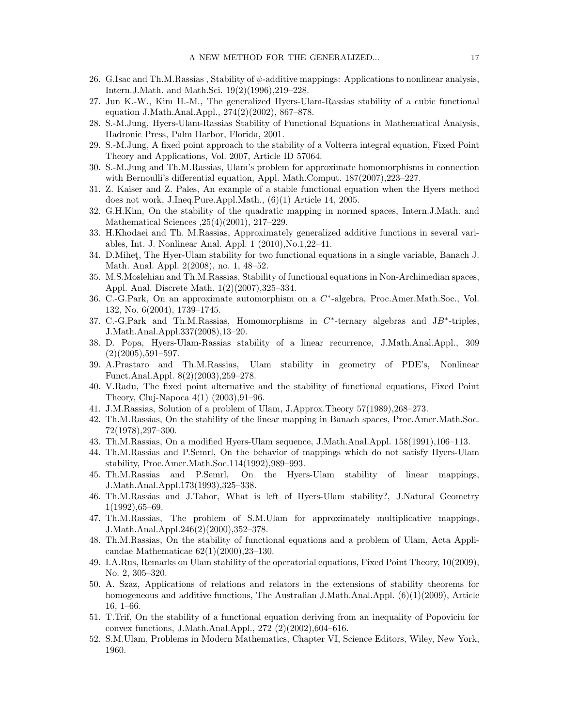26. G.Isac and Th.M.Rassias , Stability of $\psi$-additive mappings: Applications to nonlinear analysis, Intern.J.Math. and Math.Sci. 19(2)(1996),219–228.
27. Jun K.-W., Kim H.-M., The generalized Hyers-Ulam-Rassias stability of a cubic functional equation J.Math.Anal.Appl., 274(2)(2002), 867–878.
28. S.-M.Jung, Hyers-Ulam-Rassias Stability of Functional Equations in Mathematical Analysis, Hadronic Press, Palm Harbor, Florida, 2001.
29. S.-M.Jung, A fixed point approach to the stability of a Volterra integral equation, Fixed Point Theory and Applications, Vol. 2007, Article ID 57064.
30. S.-M.Jung and Th.M.Rassias, Ulam's problem for approximate homomorphisms in connection with Bernoulli's differential equation, Appl. Math.Comput. 187(2007),223–227.
31. Z. Kaiser and Z. Pales, An example of a stable functional equation when the Hyers method does not work, J.Ineq.Pure.Appl.Math., (6)(1) Article 14, 2005.
32. G.H.Kim, On the stability of the quadratic mapping in normed spaces, Intern.J.Math. and Mathematical Sciences ,25(4)(2001), 217–229.
33. H.Khodaei and Th. M.Rassias, Approximately generalized additive functions in several variables, Int. J. Nonlinear Anal. Appl. 1 (2010),No.1,22–41.
34. D.Miheţ, The Hyer-Ulam stability for two functional equations in a single variable, Banach J. Math. Anal. Appl. 2(2008), no. 1, 48–52.
35. M.S.Moslehian and Th.M.Rassias, Stability of functional equations in Non-Archimedian spaces, Appl. Anal. Discrete Math. 1(2)(2007),325–334.
36. C.-G.Park, On an approximate automorphism on a $C^*$-algebra, Proc.Amer.Math.Soc., Vol. 132, No. 6(2004), 1739–1745.
37. C.-G.Park and Th.M.Rassias, Homomorphisms in $C^*$-ternary algebras and $JB^*$-triples, J.Math.Anal.Appl.337(2008),13–20.
38. D. Popa, Hyers-Ulam-Rassias stability of a linear recurrence, J.Math.Anal.Appl., 309 (2)(2005),591–597.
39. A.Prastaro and Th.M.Rassias, Ulam stability in geometry of PDE's, Nonlinear Funct.Anal.Appl. 8(2)(2003),259–278.
40. V.Radu, The fixed point alternative and the stability of functional equations, Fixed Point Theory, Cluj-Napoca 4(1) (2003),91–96.
41. J.M.Rassias, Solution of a problem of Ulam, J.Approx.Theory 57(1989),268–273.
42. Th.M.Rassias, On the stability of the linear mapping in Banach spaces, Proc.Amer.Math.Soc. 72(1978),297–300.
43. Th.M.Rassias, On a modified Hyers-Ulam sequence, J.Math.Anal.Appl. 158(1991),106–113.
44. Th.M.Rassias and P.Semrl, On the behavior of mappings which do not satisfy Hyers-Ulam stability, Proc.Amer.Math.Soc.114(1992),989–993.
45. Th.M.Rassias and P.Semrl, On the Hyers-Ulam stability of linear mappings, J.Math.Anal.Appl.173(1993),325–338.
46. Th.M.Rassias and J.Tabor, What is left of Hyers-Ulam stability?, J.Natural Geometry 1(1992),65–69.
47. Th.M.Rassias, The problem of S.M.Ulam for approximately multiplicative mappings, J.Math.Anal.Appl.246(2)(2000),352–378.
48. Th.M.Rassias, On the stability of functional equations and a problem of Ulam, Acta Applicandae Mathematicae 62(1)(2000),23–130.
49. I.A.Rus, Remarks on Ulam stability of the operatorial equations, Fixed Point Theory, 10(2009), No. 2, 305–320.
50. A. Szaz, Applications of relations and relators in the extensions of stability theorems for homogeneous and additive functions, The Australian J.Math.Anal.Appl. (6)(1)(2009), Article 16, 1–66.
51. T.Trif, On the stability of a functional equation deriving from an inequality of Popoviciu for convex functions, J.Math.Anal.Appl., 272 (2)(2002),604–616.
52. S.M.Ulam, Problems in Modern Mathematics, Chapter VI, Science Editors, Wiley, New York, 1960.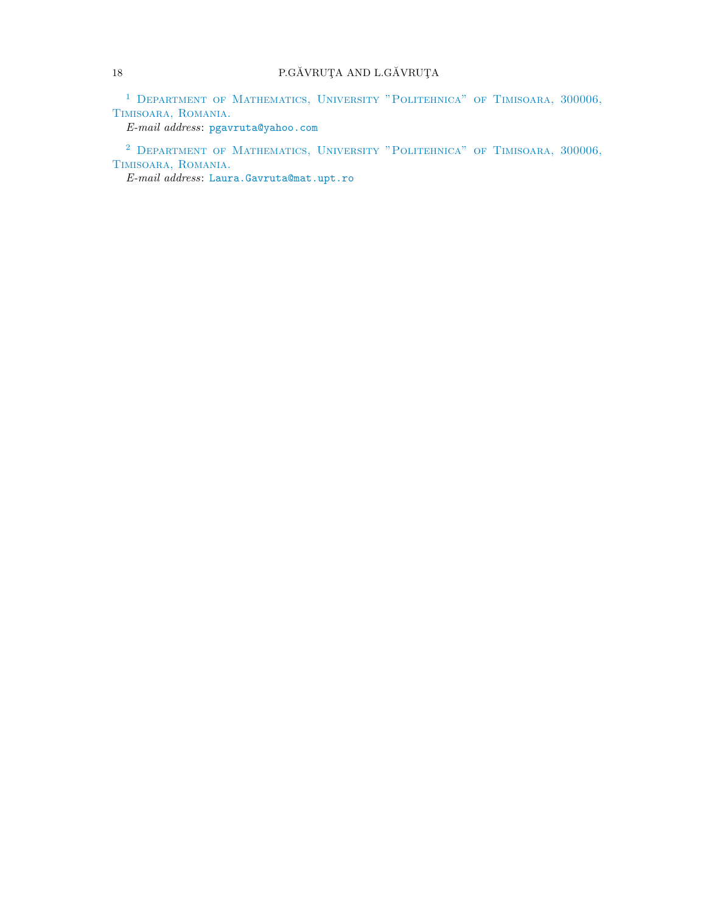[1] Department of Mathematics, University "Politehnica" of Timisoara, 300006, Timisoara, Romania.

*E-mail address*: pgavruta@yahoo.com

[2] Department of Mathematics, University "Politehnica" of Timisoara, 300006, Timisoara, Romania.

*E-mail address*: Laura.Gavruta@mat.upt.ro